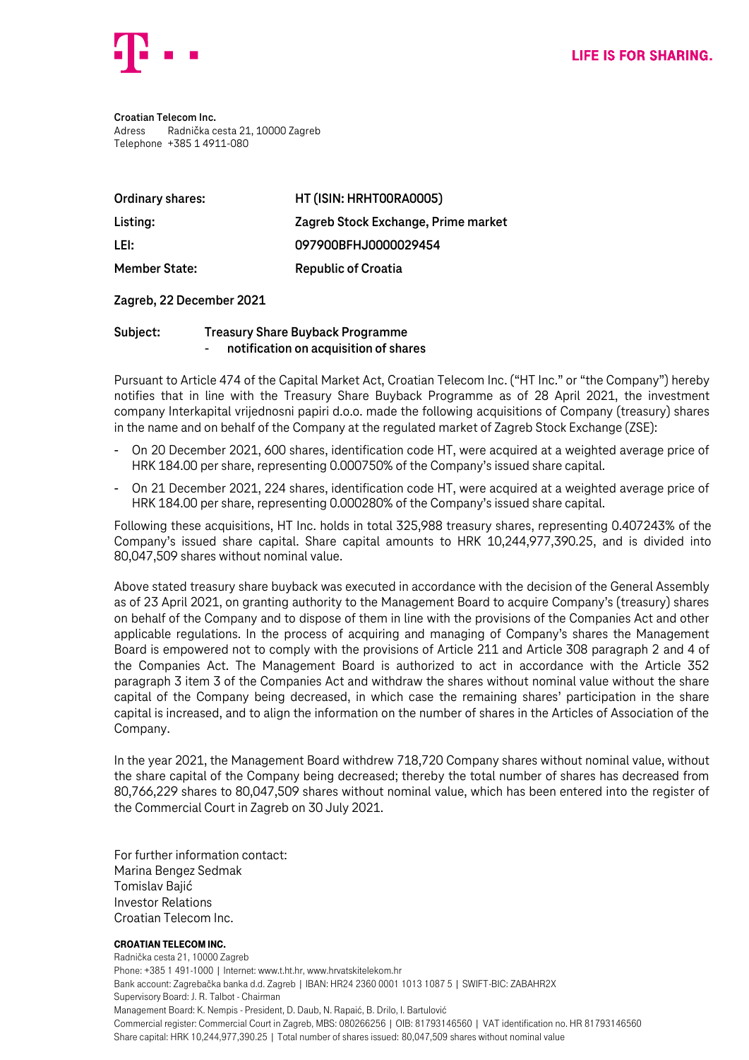LIFE IS FOR SHARING.

**Croatian Telecom Inc.**
Adress Radnička cesta 21, 10000 Zagreb
Telephone +385 1 4911-080

| | |
|---|---|
| **Ordinary shares:** | **HT (ISIN: HRHT00RA0005)** |
| **Listing:** | **Zagreb Stock Exchange, Prime market** |
| **LEI:** | **097900BFHJ0000029454** |
| **Member State:** | **Republic of Croatia** |

**Zagreb, 22 December 2021**

**Subject: Treasury Share Buyback Programme**
**- notification on acquisition of shares**

Pursuant to Article 474 of the Capital Market Act, Croatian Telecom Inc. ("HT Inc." or "the Company") hereby notifies that in line with the Treasury Share Buyback Programme as of 28 April 2021, the investment company Interkapital vrijednosni papiri d.o.o. made the following acquisitions of Company (treasury) shares in the name and on behalf of the Company at the regulated market of Zagreb Stock Exchange (ZSE):

- On 20 December 2021, 600 shares, identification code HT, were acquired at a weighted average price of HRK 184.00 per share, representing 0.000750% of the Company's issued share capital.
- On 21 December 2021, 224 shares, identification code HT, were acquired at a weighted average price of HRK 184.00 per share, representing 0.000280% of the Company's issued share capital.

Following these acquisitions, HT Inc. holds in total 325,988 treasury shares, representing 0.407243% of the Company's issued share capital. Share capital amounts to HRK 10,244,977,390.25, and is divided into 80,047,509 shares without nominal value.

Above stated treasury share buyback was executed in accordance with the decision of the General Assembly as of 23 April 2021, on granting authority to the Management Board to acquire Company's (treasury) shares on behalf of the Company and to dispose of them in line with the provisions of the Companies Act and other applicable regulations. In the process of acquiring and managing of Company's shares the Management Board is empowered not to comply with the provisions of Article 211 and Article 308 paragraph 2 and 4 of the Companies Act. The Management Board is authorized to act in accordance with the Article 352 paragraph 3 item 3 of the Companies Act and withdraw the shares without nominal value without the share capital of the Company being decreased, in which case the remaining shares' participation in the share capital is increased, and to align the information on the number of shares in the Articles of Association of the Company.

In the year 2021, the Management Board withdrew 718,720 Company shares without nominal value, without the share capital of the Company being decreased; thereby the total number of shares has decreased from 80,766,229 shares to 80,047,509 shares without nominal value, which has been entered into the register of the Commercial Court in Zagreb on 30 July 2021.

For further information contact:
Marina Bengez Sedmak
Tomislav Bajić
Investor Relations
Croatian Telecom Inc.

**CROATIAN TELECOM INC.**
Radnička cesta 21, 10000 Zagreb
Phone: +385 1 491-1000 | Internet: www.t.ht.hr, www.hrvatskitelekom.hr
Bank account: Zagrebačka banka d.d. Zagreb | IBAN: HR24 2360 0001 1013 1087 5 | SWIFT-BIC: ZABAHR2X
Supervisory Board: J. R. Talbot - Chairman
Management Board: K. Nempis - President, D. Daub, N. Rapaić, B. Drilo, I. Bartulović
Commercial register: Commercial Court in Zagreb, MBS: 080266256 | OIB: 81793146560 | VAT identification no. HR 81793146560
Share capital: HRK 10,244,977,390.25 | Total number of shares issued: 80,047,509 shares without nominal value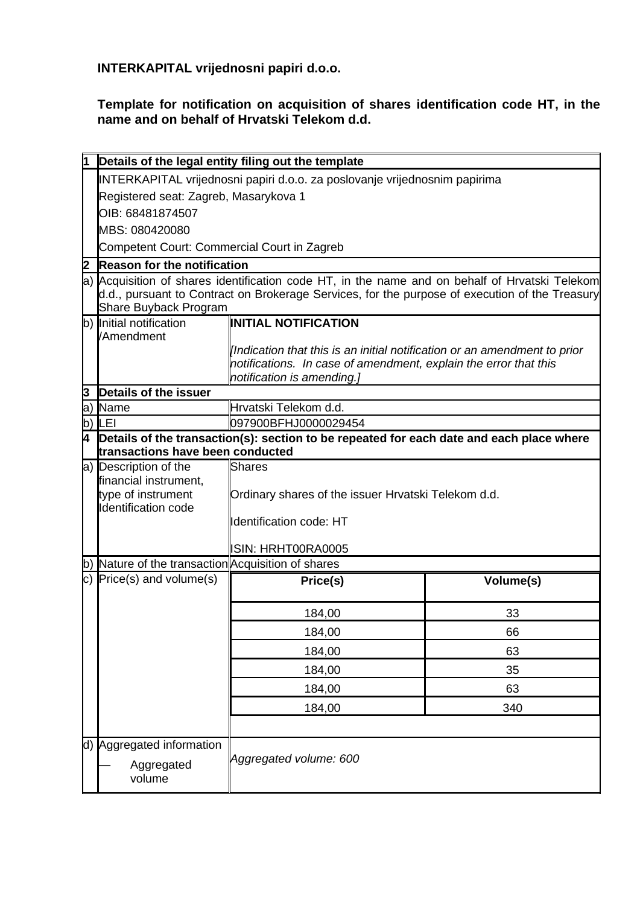**INTERKAPITAL vrijednosni papiri d.o.o.**

**Template for notification on acquisition of shares identification code HT, in the name and on behalf of Hrvatski Telekom d.d.**

| | | | |
|---|---|---|---|
| **1** | **Details of the legal entity filing out the template** | | |
| | INTERKAPITAL vrijednosni papiri d.o.o. za poslovanje vrijednosnim papirima<br>Registered seat: Zagreb, Masarykova 1<br>OIB: 68481874507<br>MBS: 080420080<br>Competent Court: Commercial Court in Zagreb | | |
| **2** | **Reason for the notification** | | |
| a) | Acquisition of shares identification code HT, in the name and on behalf of Hrvatski Telekom d.d., pursuant to Contract on Brokerage Services, for the purpose of execution of the Treasury Share Buyback Program | | |
| b) | Initial notification /Amendment | **INITIAL NOTIFICATION**<br><br>*[Indication that this is an initial notification or an amendment to prior notifications. In case of amendment, explain the error that this notification is amending.]* | |
| **3** | **Details of the issuer** | | |
| a) | Name | Hrvatski Telekom d.d. | |
| b) | LEI | 097900BFHJ0000029454 | |
| **4** | **Details of the transaction(s): section to be repeated for each date and each place where transactions have been conducted** | | |
| a) | Description of the financial instrument, type of instrument Identification code | Shares<br><br>Ordinary shares of the issuer Hrvatski Telekom d.d.<br><br>Identification code: HT<br><br>ISIN: HRHT00RA0005 | |
| b) | Nature of the transaction | Acquisition of shares | |
| c) | Price(s) and volume(s) | **Price(s)** | **Volume(s)** |
| | | 184,00 | 33 |
| | | 184,00 | 66 |
| | | 184,00 | 63 |
| | | 184,00 | 35 |
| | | 184,00 | 63 |
| | | 184,00 | 340 |
| d) | Aggregated information<br>— Aggregated volume | *Aggregated volume: 600* | |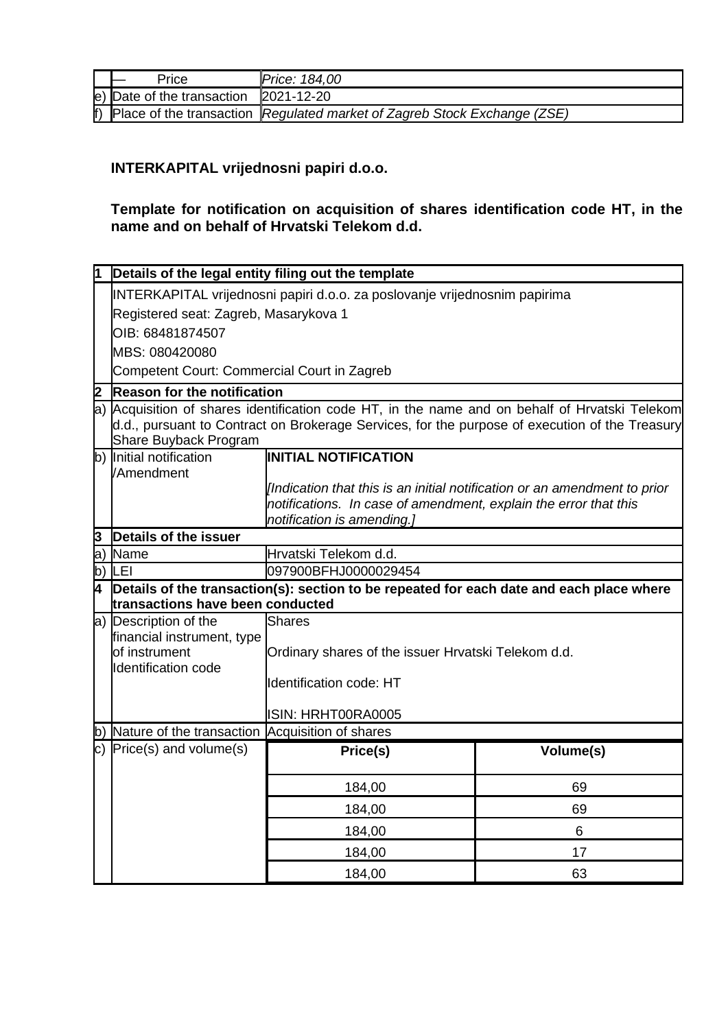| | | |
|---|---|---|
| | — Price | *Price: 184,00* |
| e) | Date of the transaction | 2021-12-20 |
| f) | Place of the transaction | *Regulated market of Zagreb Stock Exchange (ZSE)* |

**INTERKAPITAL vrijednosni papiri d.o.o.**

**Template for notification on acquisition of shares identification code HT, in the name and on behalf of Hrvatski Telekom d.d.**

| | | | |
|---|---|---|---|
| **1** | **Details of the legal entity filing out the template** | | |
| | INTERKAPITAL vrijednosni papiri d.o.o. za poslovanje vrijednosnim papirima<br>Registered seat: Zagreb, Masarykova 1<br>OIB: 68481874507<br>MBS: 080420080<br>Competent Court: Commercial Court in Zagreb | | |
| **2** | **Reason for the notification** | | |
| a) | Acquisition of shares identification code HT, in the name and on behalf of Hrvatski Telekom d.d., pursuant to Contract on Brokerage Services, for the purpose of execution of the Treasury Share Buyback Program | | |
| b) | Initial notification /Amendment | **INITIAL NOTIFICATION**<br><br>*[Indication that this is an initial notification or an amendment to prior notifications. In case of amendment, explain the error that this notification is amending.]* | |
| **3** | **Details of the issuer** | | |
| a) | Name | Hrvatski Telekom d.d. | |
| b) | LEI | 097900BFHJ0000029454 | |
| **4** | **Details of the transaction(s): section to be repeated for each date and each place where transactions have been conducted** | | |
| a) | Description of the financial instrument, type of instrument Identification code | Shares<br><br>Ordinary shares of the issuer Hrvatski Telekom d.d.<br><br>Identification code: HT<br><br>ISIN: HRHT00RA0005 | |
| b) | Nature of the transaction | Acquisition of shares | |
| c) | Price(s) and volume(s) | **Price(s)** | **Volume(s)** |
| | | 184,00 | 69 |
| | | 184,00 | 69 |
| | | 184,00 | 6 |
| | | 184,00 | 17 |
| | | 184,00 | 63 |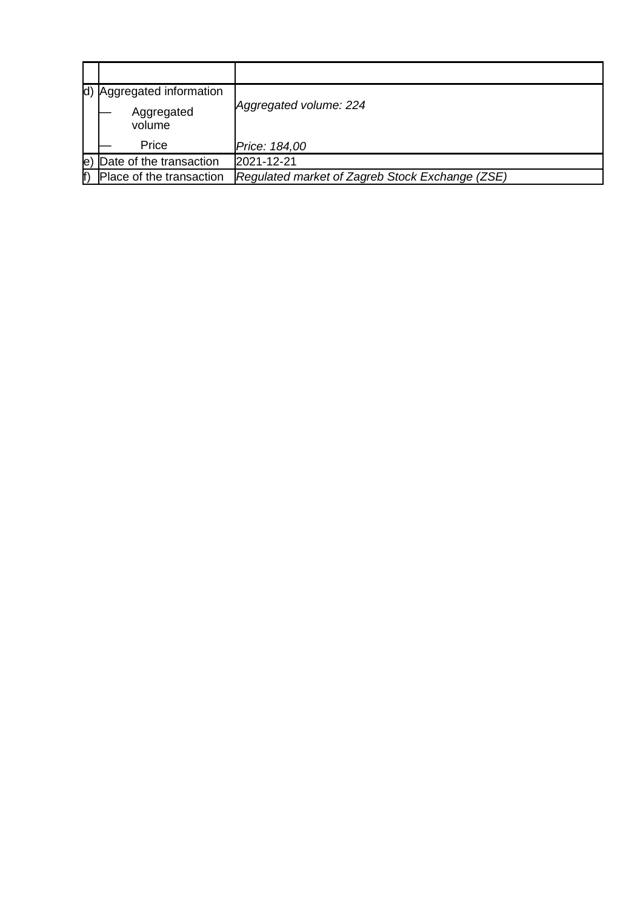| | | |
|---|---|---|
| d) | Aggregated information<br>— Aggregated volume<br>— Price | *Aggregated volume: 224*<br>*Price: 184,00* |
| e) | Date of the transaction | 2021-12-21 |
| f) | Place of the transaction | *Regulated market of Zagreb Stock Exchange (ZSE)* |